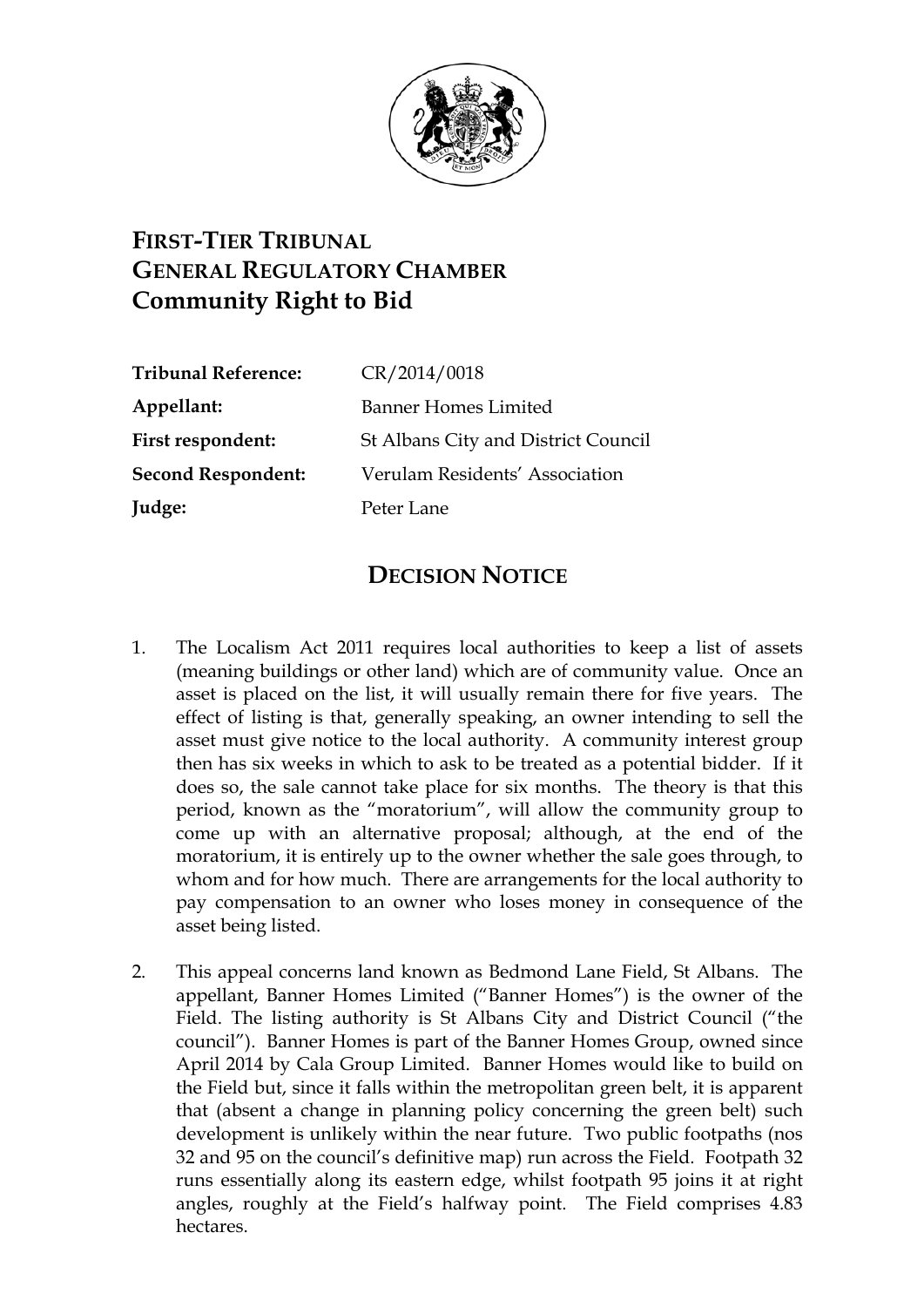# FIRST-TIER TRIBUNAL
# GENERAL REGULATORY CHAMBER
# Community Right to Bid

| | |
|---|---|
| **Tribunal Reference:** | CR/2014/0018 |
| **Appellant:** | Banner Homes Limited |
| **First respondent:** | St Albans City and District Council |
| **Second Respondent:** | Verulam Residents' Association |
| **Judge:** | Peter Lane |

## DECISION NOTICE

1. The Localism Act 2011 requires local authorities to keep a list of assets (meaning buildings or other land) which are of community value. Once an asset is placed on the list, it will usually remain there for five years. The effect of listing is that, generally speaking, an owner intending to sell the asset must give notice to the local authority. A community interest group then has six weeks in which to ask to be treated as a potential bidder. If it does so, the sale cannot take place for six months. The theory is that this period, known as the "moratorium", will allow the community group to come up with an alternative proposal; although, at the end of the moratorium, it is entirely up to the owner whether the sale goes through, to whom and for how much. There are arrangements for the local authority to pay compensation to an owner who loses money in consequence of the asset being listed.

2. This appeal concerns land known as Bedmond Lane Field, St Albans. The appellant, Banner Homes Limited ("Banner Homes") is the owner of the Field. The listing authority is St Albans City and District Council ("the council"). Banner Homes is part of the Banner Homes Group, owned since April 2014 by Cala Group Limited. Banner Homes would like to build on the Field but, since it falls within the metropolitan green belt, it is apparent that (absent a change in planning policy concerning the green belt) such development is unlikely within the near future. Two public footpaths (nos 32 and 95 on the council's definitive map) run across the Field. Footpath 32 runs essentially along its eastern edge, whilst footpath 95 joins it at right angles, roughly at the Field's halfway point. The Field comprises 4.83 hectares.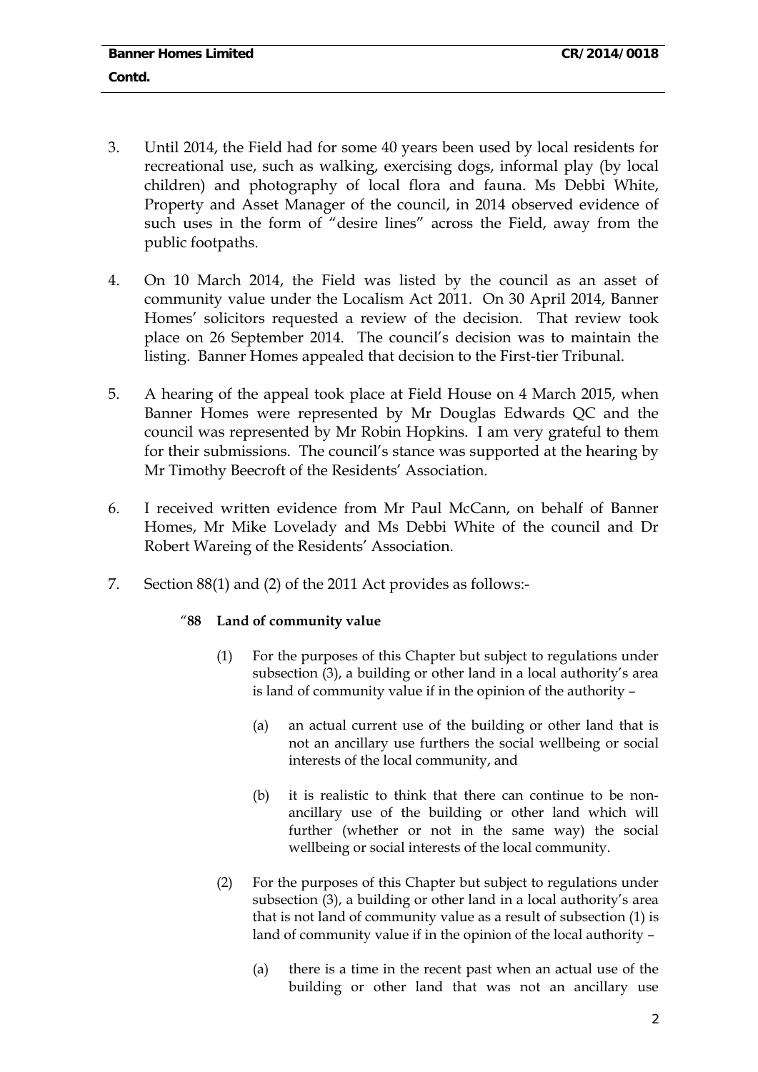3. Until 2014, the Field had for some 40 years been used by local residents for recreational use, such as walking, exercising dogs, informal play (by local children) and photography of local flora and fauna. Ms Debbi White, Property and Asset Manager of the council, in 2014 observed evidence of such uses in the form of "desire lines" across the Field, away from the public footpaths.

4. On 10 March 2014, the Field was listed by the council as an asset of community value under the Localism Act 2011. On 30 April 2014, Banner Homes' solicitors requested a review of the decision. That review took place on 26 September 2014. The council's decision was to maintain the listing. Banner Homes appealed that decision to the First-tier Tribunal.

5. A hearing of the appeal took place at Field House on 4 March 2015, when Banner Homes were represented by Mr Douglas Edwards QC and the council was represented by Mr Robin Hopkins. I am very grateful to them for their submissions. The council's stance was supported at the hearing by Mr Timothy Beecroft of the Residents' Association.

6. I received written evidence from Mr Paul McCann, on behalf of Banner Homes, Mr Mike Lovelady and Ms Debbi White of the council and Dr Robert Wareing of the Residents' Association.

7. Section 88(1) and (2) of the 2011 Act provides as follows:-

> "**88 Land of community value**
>
> (1) For the purposes of this Chapter but subject to regulations under subsection (3), a building or other land in a local authority's area is land of community value if in the opinion of the authority –
>
> (a) an actual current use of the building or other land that is not an ancillary use furthers the social wellbeing or social interests of the local community, and
>
> (b) it is realistic to think that there can continue to be non-ancillary use of the building or other land which will further (whether or not in the same way) the social wellbeing or social interests of the local community.
>
> (2) For the purposes of this Chapter but subject to regulations under subsection (3), a building or other land in a local authority's area that is not land of community value as a result of subsection (1) is land of community value if in the opinion of the local authority –
>
> (a) there is a time in the recent past when an actual use of the building or other land that was not an ancillary use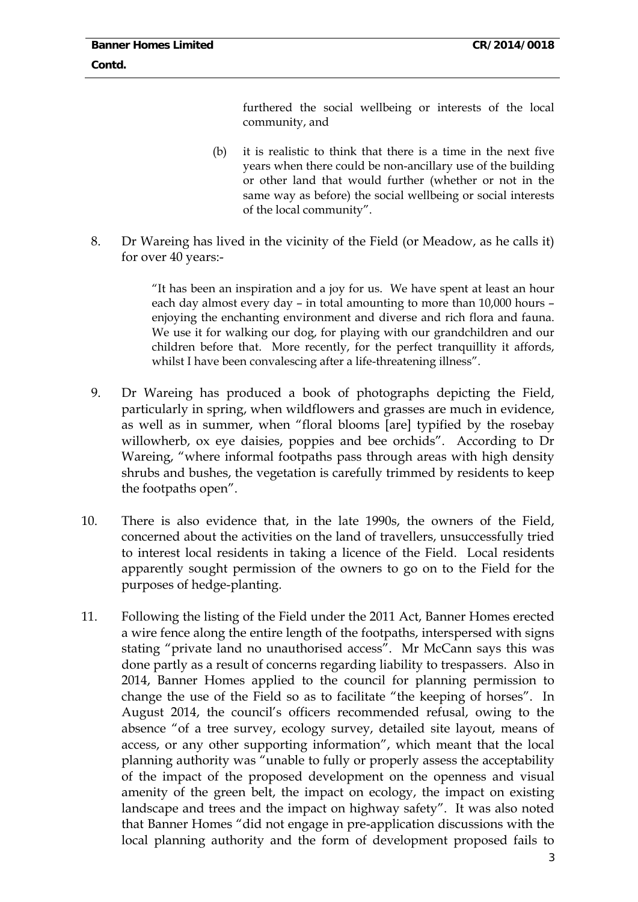furthered the social wellbeing or interests of the local community, and

> (b) it is realistic to think that there is a time in the next five years when there could be non-ancillary use of the building or other land that would further (whether or not in the same way as before) the social wellbeing or social interests of the local community".

8. Dr Wareing has lived in the vicinity of the Field (or Meadow, as he calls it) for over 40 years:-

> "It has been an inspiration and a joy for us. We have spent at least an hour each day almost every day – in total amounting to more than 10,000 hours – enjoying the enchanting environment and diverse and rich flora and fauna. We use it for walking our dog, for playing with our grandchildren and our children before that. More recently, for the perfect tranquillity it affords, whilst I have been convalescing after a life-threatening illness".

9. Dr Wareing has produced a book of photographs depicting the Field, particularly in spring, when wildflowers and grasses are much in evidence, as well as in summer, when "floral blooms [are] typified by the rosebay willowherb, ox eye daisies, poppies and bee orchids". According to Dr Wareing, "where informal footpaths pass through areas with high density shrubs and bushes, the vegetation is carefully trimmed by residents to keep the footpaths open".

10. There is also evidence that, in the late 1990s, the owners of the Field, concerned about the activities on the land of travellers, unsuccessfully tried to interest local residents in taking a licence of the Field. Local residents apparently sought permission of the owners to go on to the Field for the purposes of hedge-planting.

11. Following the listing of the Field under the 2011 Act, Banner Homes erected a wire fence along the entire length of the footpaths, interspersed with signs stating "private land no unauthorised access". Mr McCann says this was done partly as a result of concerns regarding liability to trespassers. Also in 2014, Banner Homes applied to the council for planning permission to change the use of the Field so as to facilitate "the keeping of horses". In August 2014, the council's officers recommended refusal, owing to the absence "of a tree survey, ecology survey, detailed site layout, means of access, or any other supporting information", which meant that the local planning authority was "unable to fully or properly assess the acceptability of the impact of the proposed development on the openness and visual amenity of the green belt, the impact on ecology, the impact on existing landscape and trees and the impact on highway safety". It was also noted that Banner Homes "did not engage in pre-application discussions with the local planning authority and the form of development proposed fails to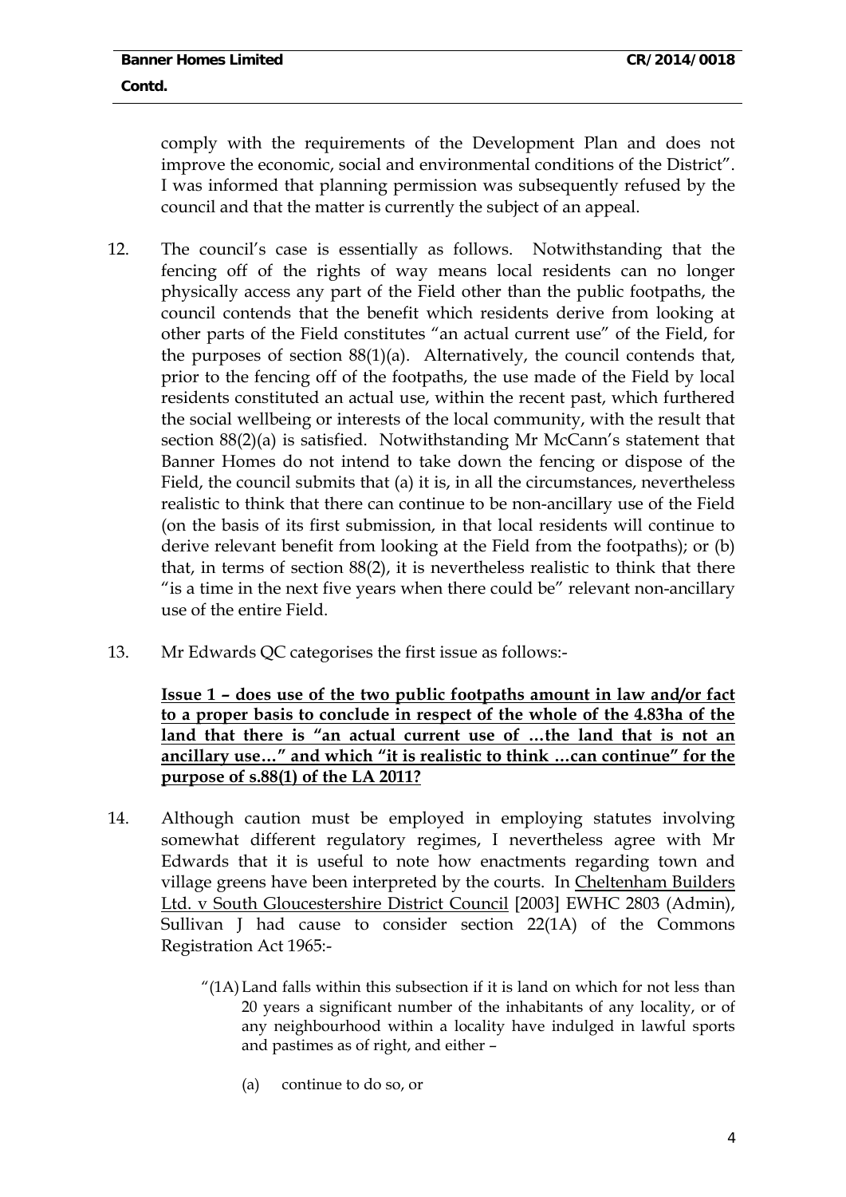comply with the requirements of the Development Plan and does not improve the economic, social and environmental conditions of the District". I was informed that planning permission was subsequently refused by the council and that the matter is currently the subject of an appeal.

12. The council's case is essentially as follows. Notwithstanding that the fencing off of the rights of way means local residents can no longer physically access any part of the Field other than the public footpaths, the council contends that the benefit which residents derive from looking at other parts of the Field constitutes "an actual current use" of the Field, for the purposes of section 88(1)(a). Alternatively, the council contends that, prior to the fencing off of the footpaths, the use made of the Field by local residents constituted an actual use, within the recent past, which furthered the social wellbeing or interests of the local community, with the result that section 88(2)(a) is satisfied. Notwithstanding Mr McCann's statement that Banner Homes do not intend to take down the fencing or dispose of the Field, the council submits that (a) it is, in all the circumstances, nevertheless realistic to think that there can continue to be non-ancillary use of the Field (on the basis of its first submission, in that local residents will continue to derive relevant benefit from looking at the Field from the footpaths); or (b) that, in terms of section 88(2), it is nevertheless realistic to think that there "is a time in the next five years when there could be" relevant non-ancillary use of the entire Field.

13. Mr Edwards QC categorises the first issue as follows:-

    <u>**Issue 1 – does use of the two public footpaths amount in law and/or fact to a proper basis to conclude in respect of the whole of the 4.83ha of the land that there is "an actual current use of …the land that is not an ancillary use…" and which "it is realistic to think …can continue" for the purpose of s.88(1) of the LA 2011?**</u>

14. Although caution must be employed in employing statutes involving somewhat different regulatory regimes, I nevertheless agree with Mr Edwards that it is useful to note how enactments regarding town and village greens have been interpreted by the courts. In <u>Cheltenham Builders Ltd. v South Gloucestershire District Council</u> [2003] EWHC 2803 (Admin), Sullivan J had cause to consider section 22(1A) of the Commons Registration Act 1965:-

    "(1A) Land falls within this subsection if it is land on which for not less than 20 years a significant number of the inhabitants of any locality, or of any neighbourhood within a locality have indulged in lawful sports and pastimes as of right, and either –

    (a) continue to do so, or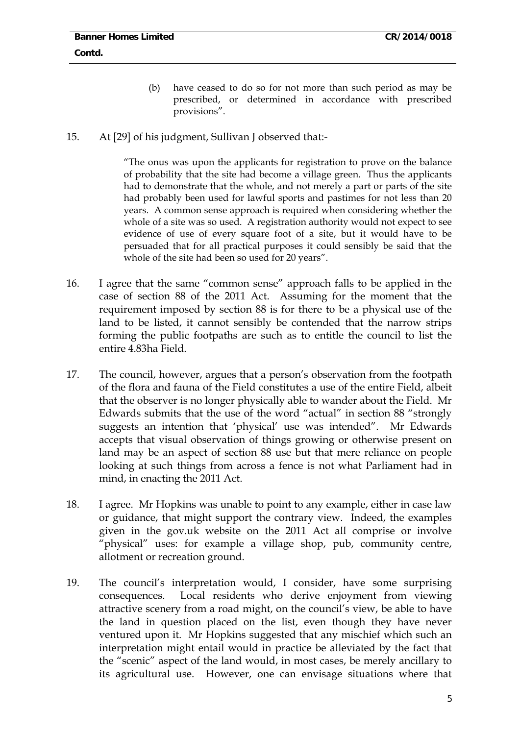(b) have ceased to do so for not more than such period as may be prescribed, or determined in accordance with prescribed provisions".

15. At [29] of his judgment, Sullivan J observed that:-

> "The onus was upon the applicants for registration to prove on the balance of probability that the site had become a village green. Thus the applicants had to demonstrate that the whole, and not merely a part or parts of the site had probably been used for lawful sports and pastimes for not less than 20 years. A common sense approach is required when considering whether the whole of a site was so used. A registration authority would not expect to see evidence of use of every square foot of a site, but it would have to be persuaded that for all practical purposes it could sensibly be said that the whole of the site had been so used for 20 years".

16. I agree that the same "common sense" approach falls to be applied in the case of section 88 of the 2011 Act. Assuming for the moment that the requirement imposed by section 88 is for there to be a physical use of the land to be listed, it cannot sensibly be contended that the narrow strips forming the public footpaths are such as to entitle the council to list the entire 4.83ha Field.

17. The council, however, argues that a person's observation from the footpath of the flora and fauna of the Field constitutes a use of the entire Field, albeit that the observer is no longer physically able to wander about the Field. Mr Edwards submits that the use of the word "actual" in section 88 "strongly suggests an intention that 'physical' use was intended". Mr Edwards accepts that visual observation of things growing or otherwise present on land may be an aspect of section 88 use but that mere reliance on people looking at such things from across a fence is not what Parliament had in mind, in enacting the 2011 Act.

18. I agree. Mr Hopkins was unable to point to any example, either in case law or guidance, that might support the contrary view. Indeed, the examples given in the gov.uk website on the 2011 Act all comprise or involve "physical" uses: for example a village shop, pub, community centre, allotment or recreation ground.

19. The council's interpretation would, I consider, have some surprising consequences. Local residents who derive enjoyment from viewing attractive scenery from a road might, on the council's view, be able to have the land in question placed on the list, even though they have never ventured upon it. Mr Hopkins suggested that any mischief which such an interpretation might entail would in practice be alleviated by the fact that the "scenic" aspect of the land would, in most cases, be merely ancillary to its agricultural use. However, one can envisage situations where that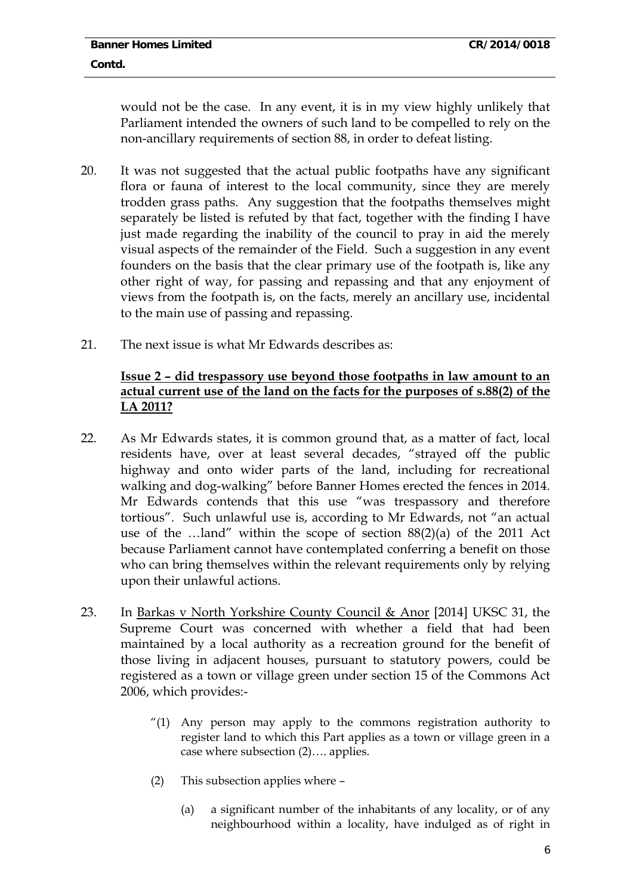would not be the case. In any event, it is in my view highly unlikely that Parliament intended the owners of such land to be compelled to rely on the non-ancillary requirements of section 88, in order to defeat listing.

20. It was not suggested that the actual public footpaths have any significant flora or fauna of interest to the local community, since they are merely trodden grass paths. Any suggestion that the footpaths themselves might separately be listed is refuted by that fact, together with the finding I have just made regarding the inability of the council to pray in aid the merely visual aspects of the remainder of the Field. Such a suggestion in any event founders on the basis that the clear primary use of the footpath is, like any other right of way, for passing and repassing and that any enjoyment of views from the footpath is, on the facts, merely an ancillary use, incidental to the main use of passing and repassing.

21. The next issue is what Mr Edwards describes as:

**Issue 2 – did trespassory use beyond those footpaths in law amount to an actual current use of the land on the facts for the purposes of s.88(2) of the LA 2011?**

22. As Mr Edwards states, it is common ground that, as a matter of fact, local residents have, over at least several decades, "strayed off the public highway and onto wider parts of the land, including for recreational walking and dog-walking" before Banner Homes erected the fences in 2014. Mr Edwards contends that this use "was trespassory and therefore tortious". Such unlawful use is, according to Mr Edwards, not "an actual use of the …land" within the scope of section 88(2)(a) of the 2011 Act because Parliament cannot have contemplated conferring a benefit on those who can bring themselves within the relevant requirements only by relying upon their unlawful actions.

23. In Barkas v North Yorkshire County Council & Anor [2014] UKSC 31, the Supreme Court was concerned with whether a field that had been maintained by a local authority as a recreation ground for the benefit of those living in adjacent houses, pursuant to statutory powers, could be registered as a town or village green under section 15 of the Commons Act 2006, which provides:-

> "(1) Any person may apply to the commons registration authority to register land to which this Part applies as a town or village green in a case where subsection (2)…. applies.
>
> (2) This subsection applies where –
>
> (a) a significant number of the inhabitants of any locality, or of any neighbourhood within a locality, have indulged as of right in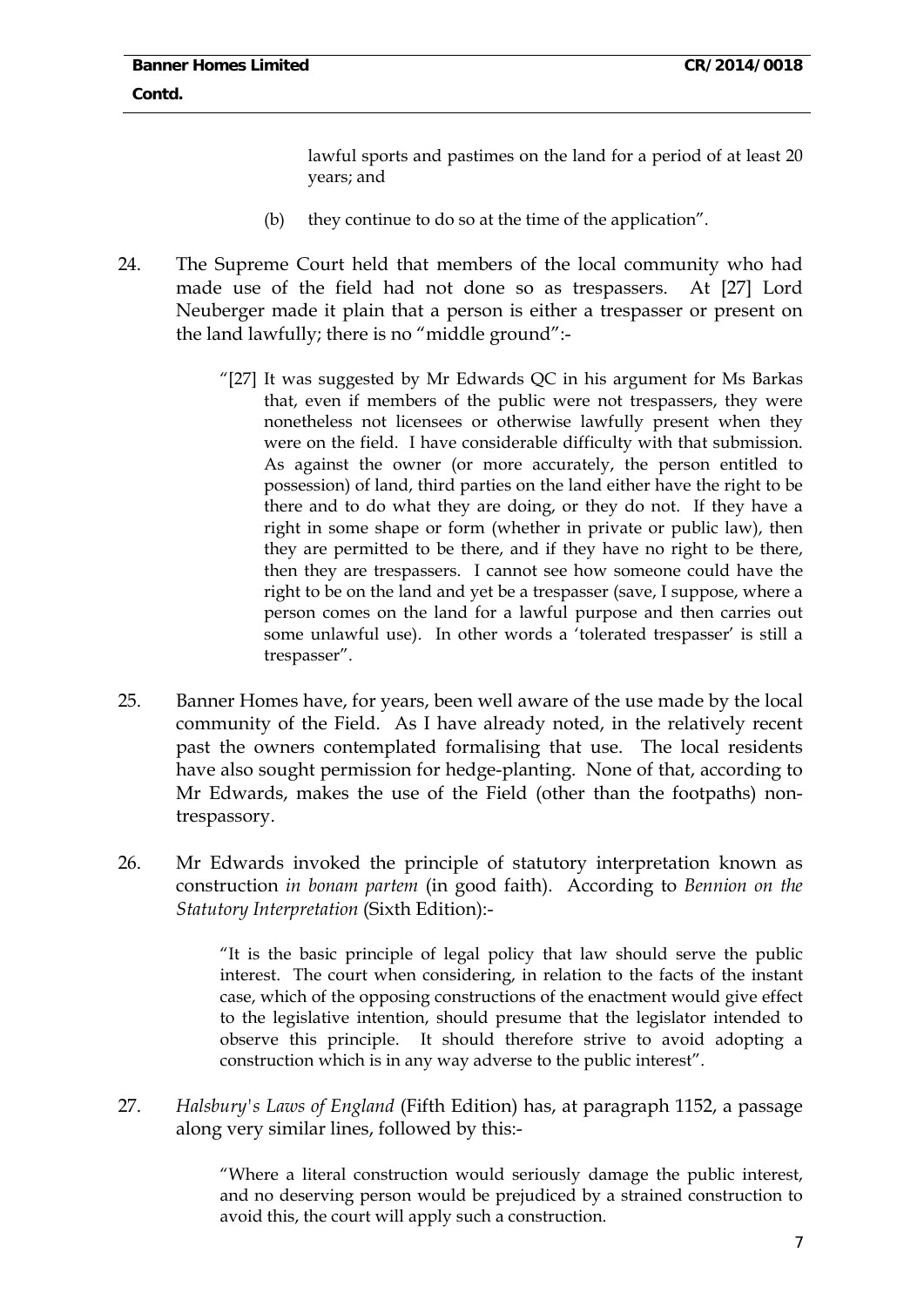> lawful sports and pastimes on the land for a period of at least 20 years; and
>
> (b) they continue to do so at the time of the application".

24. The Supreme Court held that members of the local community who had made use of the field had not done so as trespassers. At [27] Lord Neuberger made it plain that a person is either a trespasser or present on the land lawfully; there is no "middle ground":-

> "[27] It was suggested by Mr Edwards QC in his argument for Ms Barkas that, even if members of the public were not trespassers, they were nonetheless not licensees or otherwise lawfully present when they were on the field. I have considerable difficulty with that submission. As against the owner (or more accurately, the person entitled to possession) of land, third parties on the land either have the right to be there and to do what they are doing, or they do not. If they have a right in some shape or form (whether in private or public law), then they are permitted to be there, and if they have no right to be there, then they are trespassers. I cannot see how someone could have the right to be on the land and yet be a trespasser (save, I suppose, where a person comes on the land for a lawful purpose and then carries out some unlawful use). In other words a 'tolerated trespasser' is still a trespasser".

25. Banner Homes have, for years, been well aware of the use made by the local community of the Field. As I have already noted, in the relatively recent past the owners contemplated formalising that use. The local residents have also sought permission for hedge-planting. None of that, according to Mr Edwards, makes the use of the Field (other than the footpaths) non-trespassory.

26. Mr Edwards invoked the principle of statutory interpretation known as construction *in bonam partem* (in good faith). According to *Bennion on the Statutory Interpretation* (Sixth Edition):-

> "It is the basic principle of legal policy that law should serve the public interest. The court when considering, in relation to the facts of the instant case, which of the opposing constructions of the enactment would give effect to the legislative intention, should presume that the legislator intended to observe this principle. It should therefore strive to avoid adopting a construction which is in any way adverse to the public interest".

27. *Halsbury's Laws of England* (Fifth Edition) has, at paragraph 1152, a passage along very similar lines, followed by this:-

> "Where a literal construction would seriously damage the public interest, and no deserving person would be prejudiced by a strained construction to avoid this, the court will apply such a construction.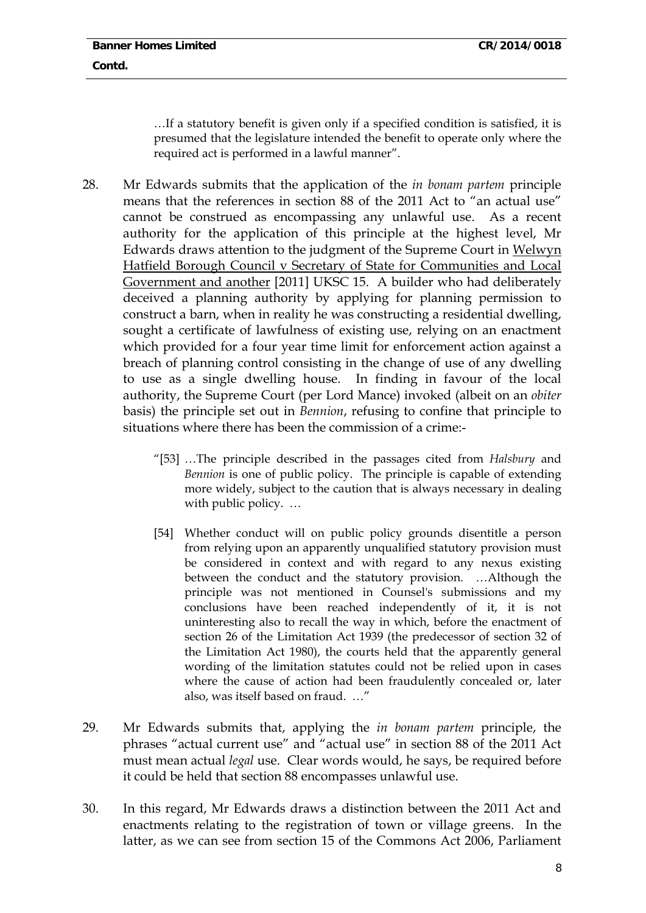> …If a statutory benefit is given only if a specified condition is satisfied, it is presumed that the legislature intended the benefit to operate only where the required act is performed in a lawful manner".

28. Mr Edwards submits that the application of the *in bonam partem* principle means that the references in section 88 of the 2011 Act to "an actual use" cannot be construed as encompassing any unlawful use. As a recent authority for the application of this principle at the highest level, Mr Edwards draws attention to the judgment of the Supreme Court in Welwyn Hatfield Borough Council v Secretary of State for Communities and Local Government and another [2011] UKSC 15. A builder who had deliberately deceived a planning authority by applying for planning permission to construct a barn, when in reality he was constructing a residential dwelling, sought a certificate of lawfulness of existing use, relying on an enactment which provided for a four year time limit for enforcement action against a breach of planning control consisting in the change of use of any dwelling to use as a single dwelling house. In finding in favour of the local authority, the Supreme Court (per Lord Mance) invoked (albeit on an *obiter* basis) the principle set out in *Bennion*, refusing to confine that principle to situations where there has been the commission of a crime:-

> "[53] …The principle described in the passages cited from *Halsbury* and *Bennion* is one of public policy. The principle is capable of extending more widely, subject to the caution that is always necessary in dealing with public policy. …
>
> [54] Whether conduct will on public policy grounds disentitle a person from relying upon an apparently unqualified statutory provision must be considered in context and with regard to any nexus existing between the conduct and the statutory provision. …Although the principle was not mentioned in Counsel's submissions and my conclusions have been reached independently of it, it is not uninteresting also to recall the way in which, before the enactment of section 26 of the Limitation Act 1939 (the predecessor of section 32 of the Limitation Act 1980), the courts held that the apparently general wording of the limitation statutes could not be relied upon in cases where the cause of action had been fraudulently concealed or, later also, was itself based on fraud. …"

29. Mr Edwards submits that, applying the *in bonam partem* principle, the phrases "actual current use" and "actual use" in section 88 of the 2011 Act must mean actual *legal* use. Clear words would, he says, be required before it could be held that section 88 encompasses unlawful use.

30. In this regard, Mr Edwards draws a distinction between the 2011 Act and enactments relating to the registration of town or village greens. In the latter, as we can see from section 15 of the Commons Act 2006, Parliament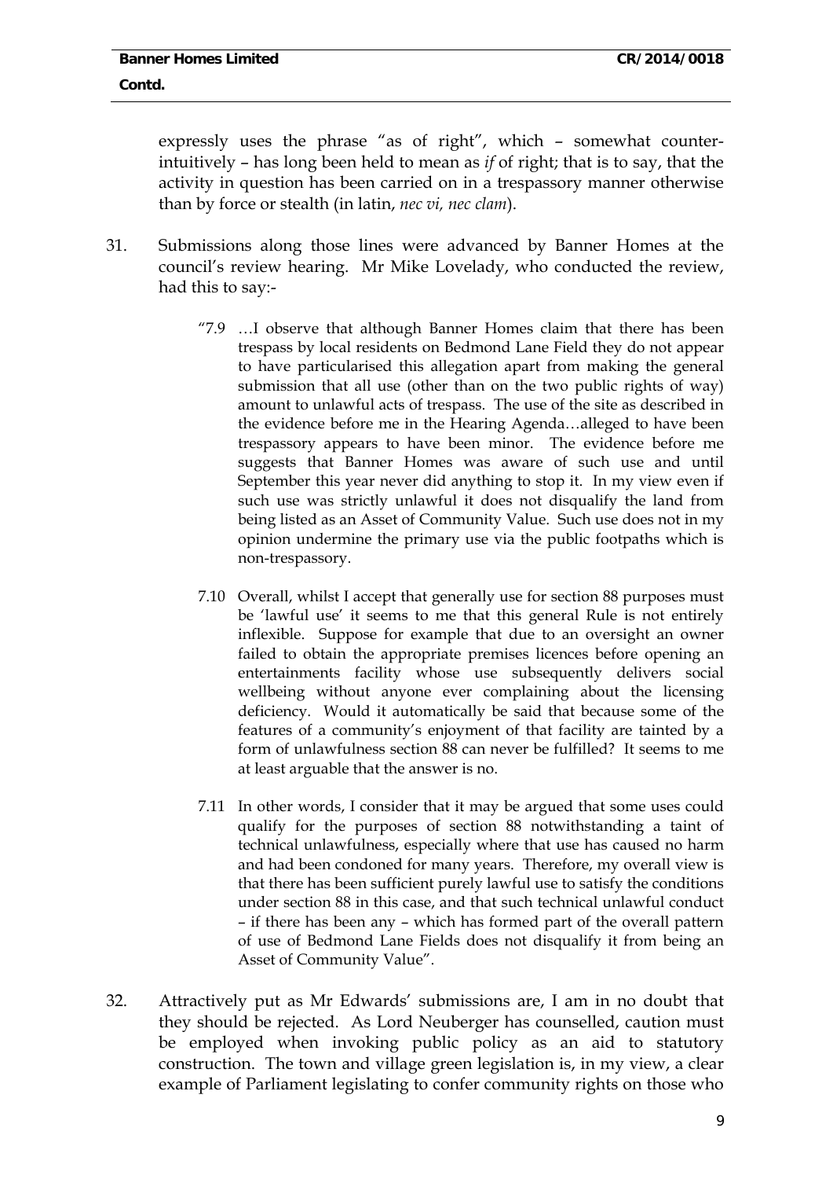expressly uses the phrase "as of right", which – somewhat counter-intuitively – has long been held to mean as *if* of right; that is to say, that the activity in question has been carried on in a trespassory manner otherwise than by force or stealth (in latin, *nec vi, nec clam*).

31. Submissions along those lines were advanced by Banner Homes at the council's review hearing. Mr Mike Lovelady, who conducted the review, had this to say:-

> "7.9 …I observe that although Banner Homes claim that there has been trespass by local residents on Bedmond Lane Field they do not appear to have particularised this allegation apart from making the general submission that all use (other than on the two public rights of way) amount to unlawful acts of trespass. The use of the site as described in the evidence before me in the Hearing Agenda…alleged to have been trespassory appears to have been minor. The evidence before me suggests that Banner Homes was aware of such use and until September this year never did anything to stop it. In my view even if such use was strictly unlawful it does not disqualify the land from being listed as an Asset of Community Value. Such use does not in my opinion undermine the primary use via the public footpaths which is non-trespassory.
>
> 7.10 Overall, whilst I accept that generally use for section 88 purposes must be 'lawful use' it seems to me that this general Rule is not entirely inflexible. Suppose for example that due to an oversight an owner failed to obtain the appropriate premises licences before opening an entertainments facility whose use subsequently delivers social wellbeing without anyone ever complaining about the licensing deficiency. Would it automatically be said that because some of the features of a community's enjoyment of that facility are tainted by a form of unlawfulness section 88 can never be fulfilled? It seems to me at least arguable that the answer is no.
>
> 7.11 In other words, I consider that it may be argued that some uses could qualify for the purposes of section 88 notwithstanding a taint of technical unlawfulness, especially where that use has caused no harm and had been condoned for many years. Therefore, my overall view is that there has been sufficient purely lawful use to satisfy the conditions under section 88 in this case, and that such technical unlawful conduct – if there has been any – which has formed part of the overall pattern of use of Bedmond Lane Fields does not disqualify it from being an Asset of Community Value".

32. Attractively put as Mr Edwards' submissions are, I am in no doubt that they should be rejected. As Lord Neuberger has counselled, caution must be employed when invoking public policy as an aid to statutory construction. The town and village green legislation is, in my view, a clear example of Parliament legislating to confer community rights on those who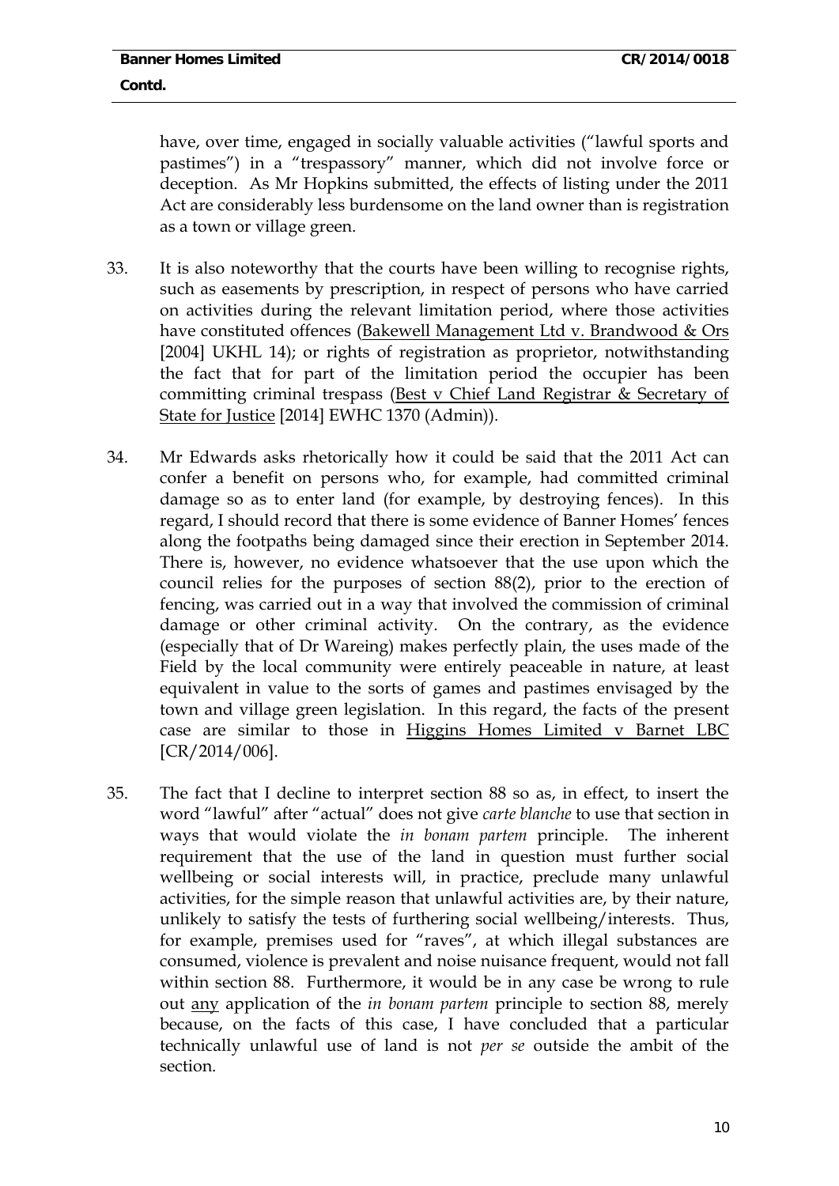have, over time, engaged in socially valuable activities ("lawful sports and pastimes") in a "trespassory" manner, which did not involve force or deception. As Mr Hopkins submitted, the effects of listing under the 2011 Act are considerably less burdensome on the land owner than is registration as a town or village green.

33. It is also noteworthy that the courts have been willing to recognise rights, such as easements by prescription, in respect of persons who have carried on activities during the relevant limitation period, where those activities have constituted offences (Bakewell Management Ltd v. Brandwood & Ors [2004] UKHL 14); or rights of registration as proprietor, notwithstanding the fact that for part of the limitation period the occupier has been committing criminal trespass (Best v Chief Land Registrar & Secretary of State for Justice [2014] EWHC 1370 (Admin)).

34. Mr Edwards asks rhetorically how it could be said that the 2011 Act can confer a benefit on persons who, for example, had committed criminal damage so as to enter land (for example, by destroying fences). In this regard, I should record that there is some evidence of Banner Homes' fences along the footpaths being damaged since their erection in September 2014. There is, however, no evidence whatsoever that the use upon which the council relies for the purposes of section 88(2), prior to the erection of fencing, was carried out in a way that involved the commission of criminal damage or other criminal activity. On the contrary, as the evidence (especially that of Dr Wareing) makes perfectly plain, the uses made of the Field by the local community were entirely peaceable in nature, at least equivalent in value to the sorts of games and pastimes envisaged by the town and village green legislation. In this regard, the facts of the present case are similar to those in Higgins Homes Limited v Barnet LBC [CR/2014/006].

35. The fact that I decline to interpret section 88 so as, in effect, to insert the word "lawful" after "actual" does not give *carte blanche* to use that section in ways that would violate the *in bonam partem* principle. The inherent requirement that the use of the land in question must further social wellbeing or social interests will, in practice, preclude many unlawful activities, for the simple reason that unlawful activities are, by their nature, unlikely to satisfy the tests of furthering social wellbeing/interests. Thus, for example, premises used for "raves", at which illegal substances are consumed, violence is prevalent and noise nuisance frequent, would not fall within section 88. Furthermore, it would be in any case be wrong to rule out any application of the *in bonam partem* principle to section 88, merely because, on the facts of this case, I have concluded that a particular technically unlawful use of land is not *per se* outside the ambit of the section.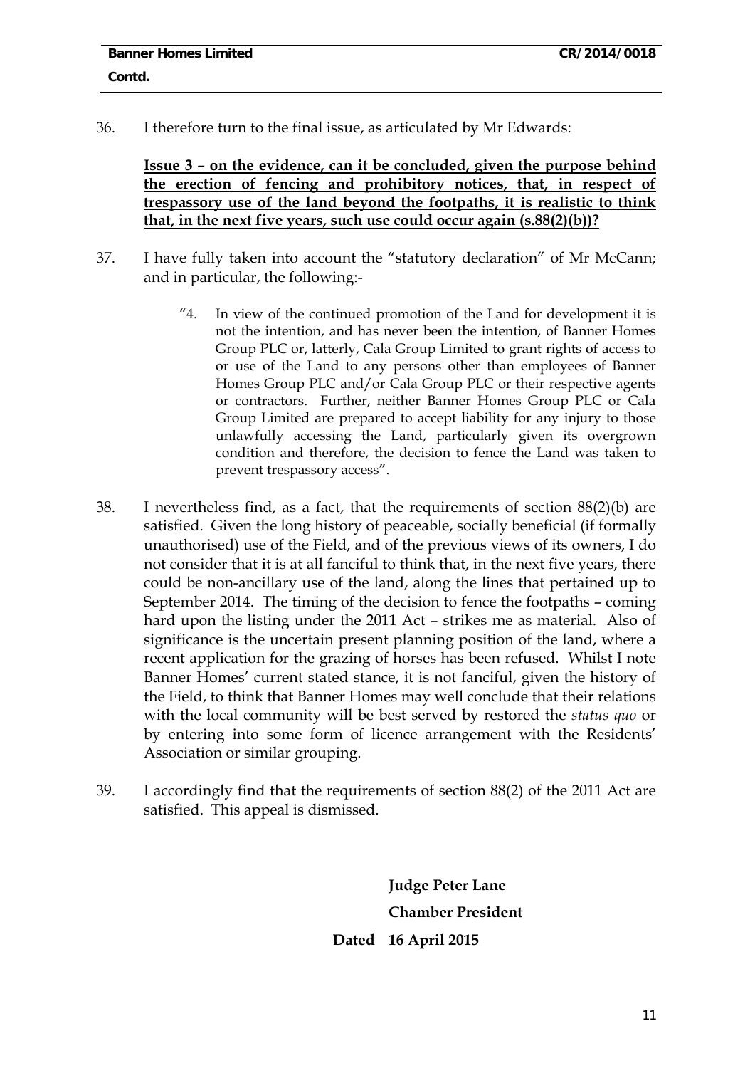36. I therefore turn to the final issue, as articulated by Mr Edwards:

**Issue 3 – on the evidence, can it be concluded, given the purpose behind the erection of fencing and prohibitory notices, that, in respect of trespassory use of the land beyond the footpaths, it is realistic to think that, in the next five years, such use could occur again (s.88(2)(b))?**

37. I have fully taken into account the "statutory declaration" of Mr McCann; and in particular, the following:-

> "4. In view of the continued promotion of the Land for development it is not the intention, and has never been the intention, of Banner Homes Group PLC or, latterly, Cala Group Limited to grant rights of access to or use of the Land to any persons other than employees of Banner Homes Group PLC and/or Cala Group PLC or their respective agents or contractors. Further, neither Banner Homes Group PLC or Cala Group Limited are prepared to accept liability for any injury to those unlawfully accessing the Land, particularly given its overgrown condition and therefore, the decision to fence the Land was taken to prevent trespassory access".

38. I nevertheless find, as a fact, that the requirements of section 88(2)(b) are satisfied. Given the long history of peaceable, socially beneficial (if formally unauthorised) use of the Field, and of the previous views of its owners, I do not consider that it is at all fanciful to think that, in the next five years, there could be non-ancillary use of the land, along the lines that pertained up to September 2014. The timing of the decision to fence the footpaths – coming hard upon the listing under the 2011 Act – strikes me as material. Also of significance is the uncertain present planning position of the land, where a recent application for the grazing of horses has been refused. Whilst I note Banner Homes' current stated stance, it is not fanciful, given the history of the Field, to think that Banner Homes may well conclude that their relations with the local community will be best served by restored the *status quo* or by entering into some form of licence arrangement with the Residents' Association or similar grouping.

39. I accordingly find that the requirements of section 88(2) of the 2011 Act are satisfied. This appeal is dismissed.

**Judge Peter Lane**

**Chamber President**

**Dated 16 April 2015**